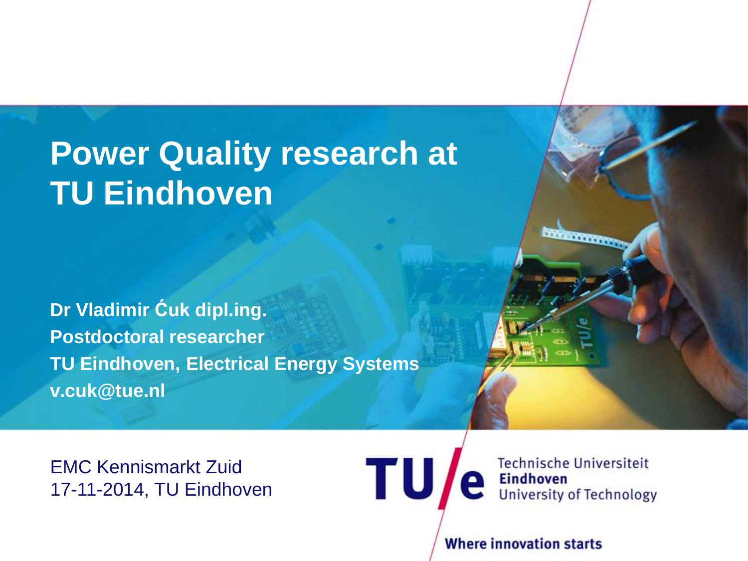# Power Quality research at TU Eindhoven

**Dr Vladimir Ćuk dipl.ing.**
**Postdoctoral researcher**
**TU Eindhoven, Electrical Energy Systems**
**v.cuk@tue.nl**

EMC Kennismarkt Zuid
17-11-2014, TU Eindhoven

Technische Universiteit **Eindhoven** University of Technology

**Where innovation starts**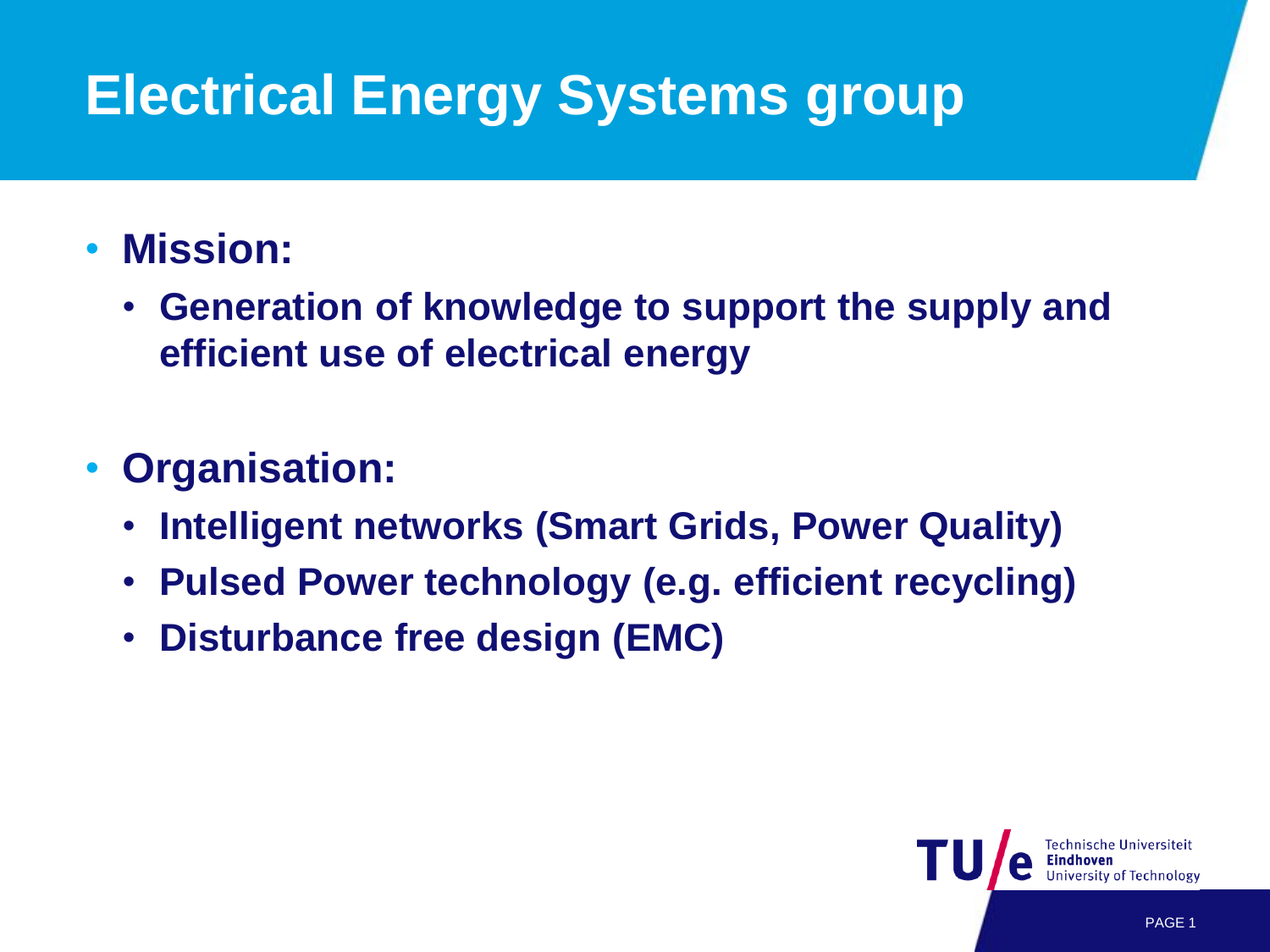# Electrical Energy Systems group

- **Mission:**
  - **Generation of knowledge to support the supply and efficient use of electrical energy**

- **Organisation:**
  - **Intelligent networks (Smart Grids, Power Quality)**
  - **Pulsed Power technology (e.g. efficient recycling)**
  - **Disturbance free design (EMC)**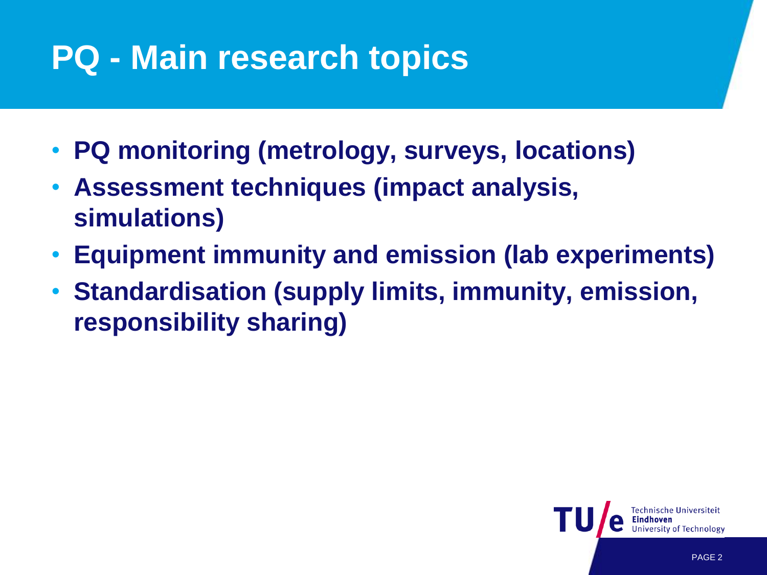# PQ - Main research topics

- **PQ monitoring (metrology, surveys, locations)**
- **Assessment techniques (impact analysis, simulations)**
- **Equipment immunity and emission (lab experiments)**
- **Standardisation (supply limits, immunity, emission, responsibility sharing)**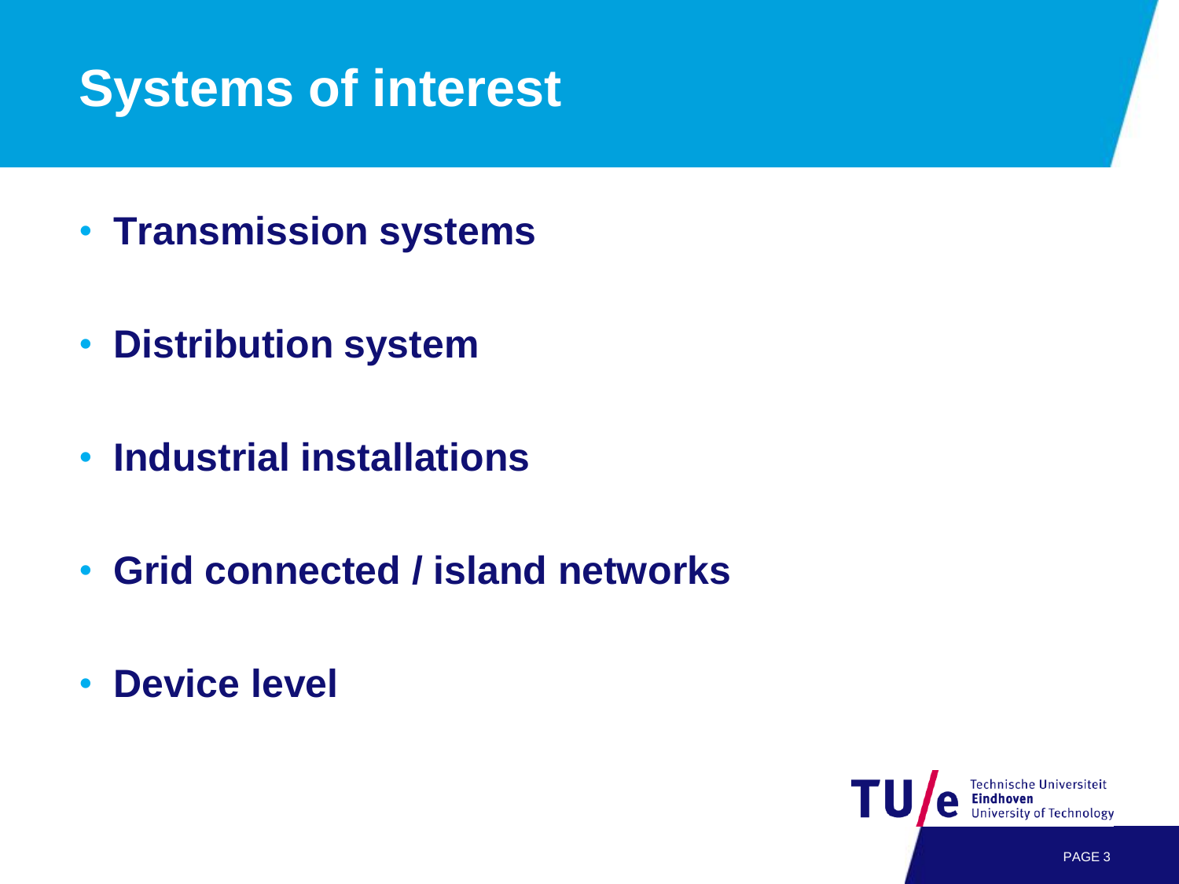# Systems of interest

- **Transmission systems**
- **Distribution system**
- **Industrial installations**
- **Grid connected / island networks**
- **Device level**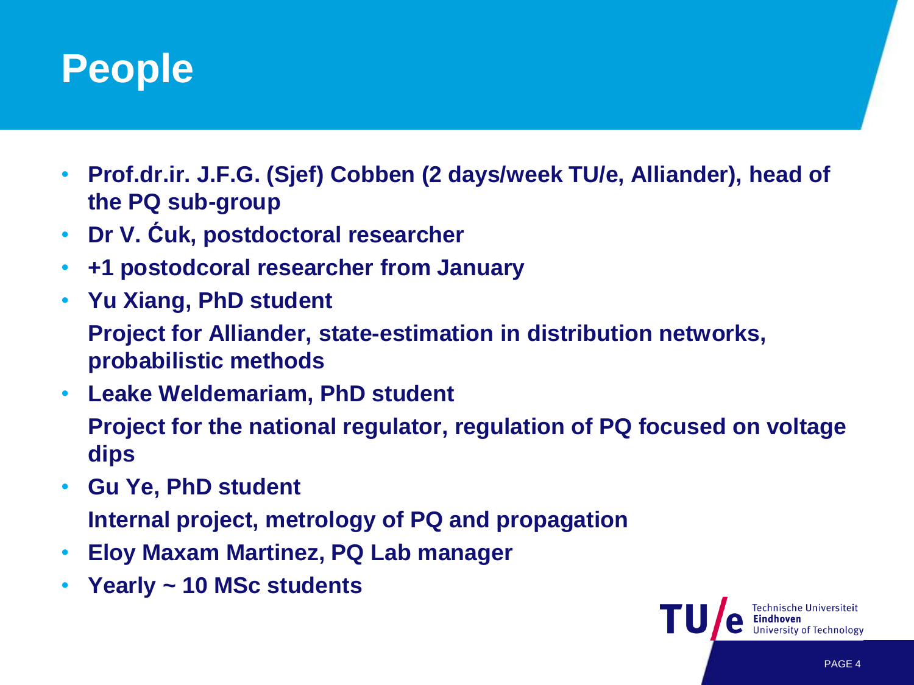# People

- **Prof.dr.ir. J.F.G. (Sjef) Cobben (2 days/week TU/e, Alliander), head of the PQ sub-group**
- **Dr V. Ćuk, postdoctoral researcher**
- **+1 postodcoral researcher from January**
- **Yu Xiang, PhD student**

  **Project for Alliander, state-estimation in distribution networks, probabilistic methods**
- **Leake Weldemariam, PhD student**

  **Project for the national regulator, regulation of PQ focused on voltage dips**
- **Gu Ye, PhD student**

  **Internal project, metrology of PQ and propagation**
- **Eloy Maxam Martinez, PQ Lab manager**
- **Yearly ~ 10 MSc students**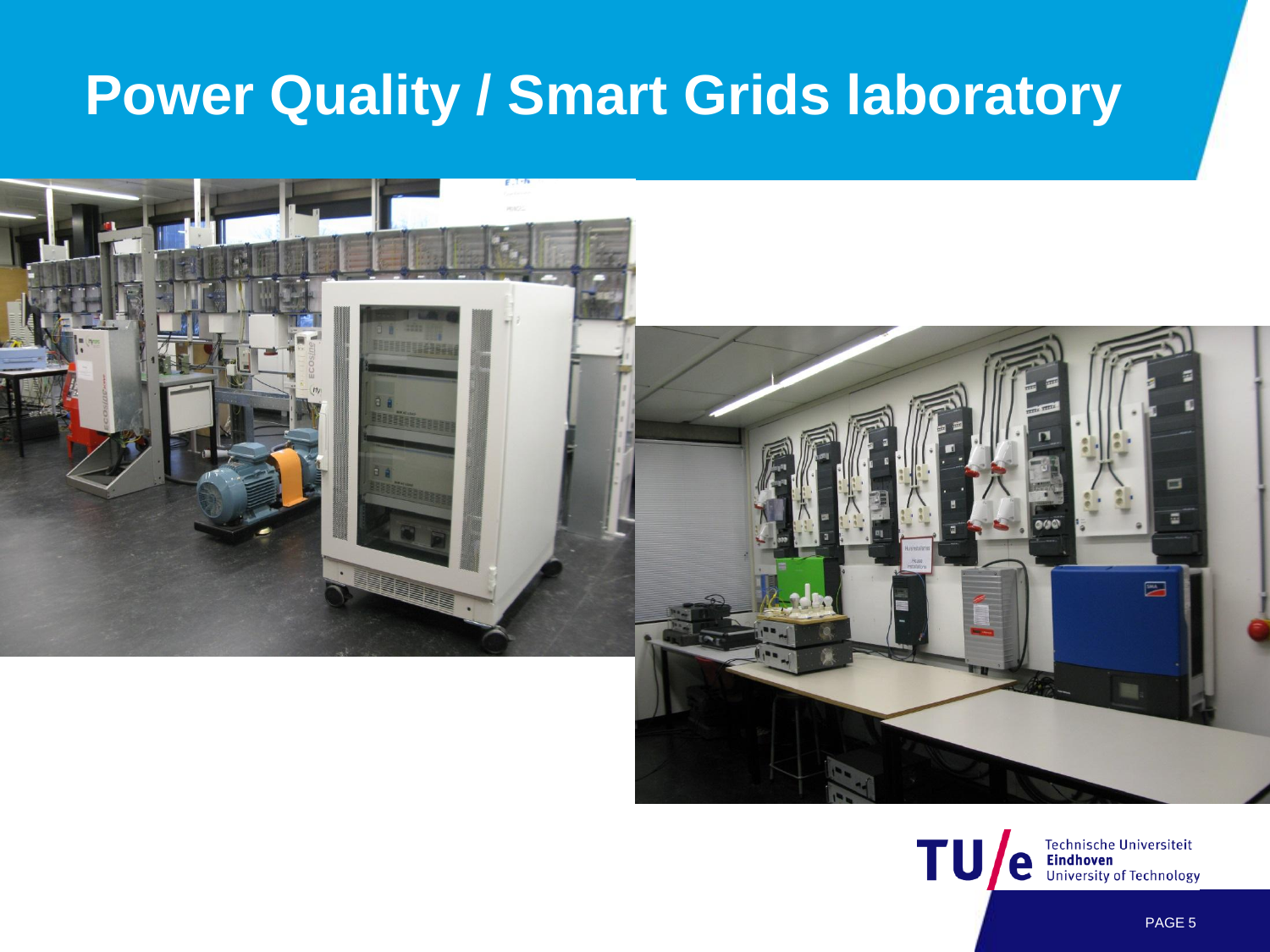# Power Quality / Smart Grids laboratory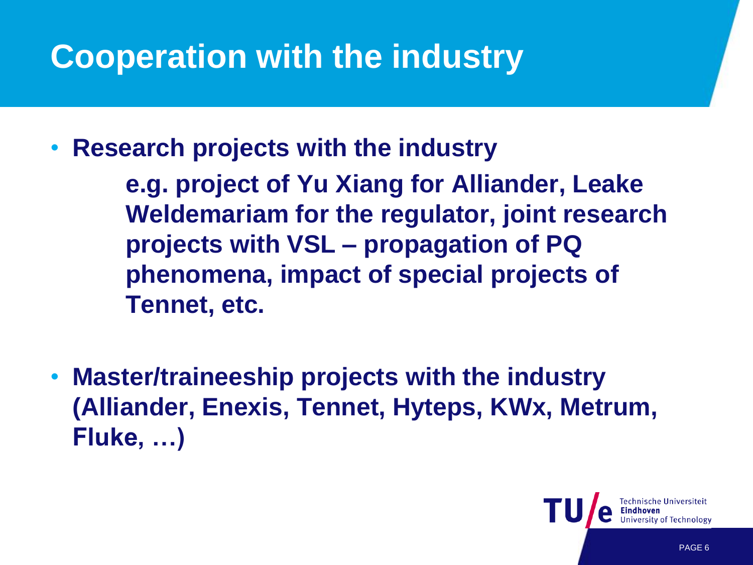# Cooperation with the industry

- **Research projects with the industry**

  **e.g. project of Yu Xiang for Alliander, Leake Weldemariam for the regulator, joint research projects with VSL – propagation of PQ phenomena, impact of special projects of Tennet, etc.**

- **Master/traineeship projects with the industry (Alliander, Enexis, Tennet, Hyteps, KWx, Metrum, Fluke, …)**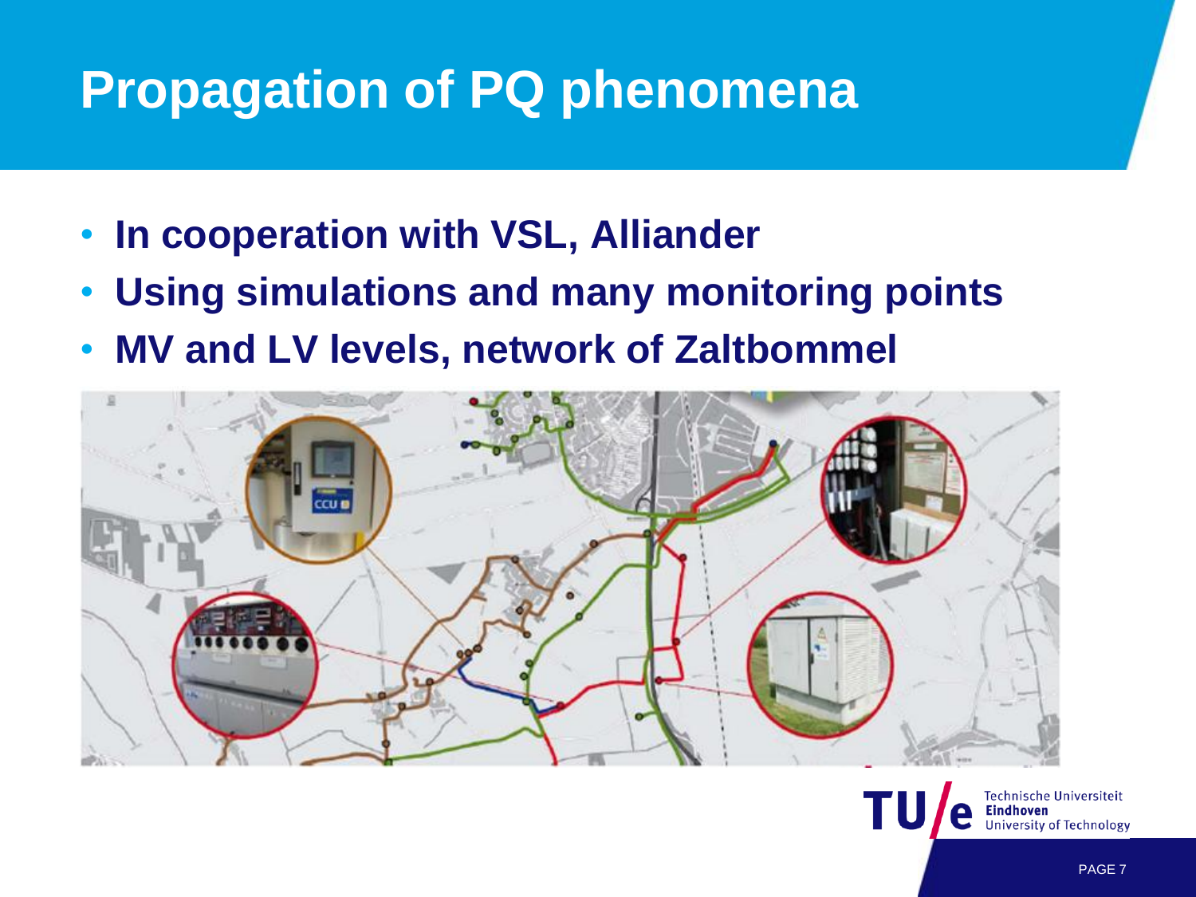# Propagation of PQ phenomena

- **In cooperation with VSL, Alliander**
- **Using simulations and many monitoring points**
- **MV and LV levels, network of Zaltbommel**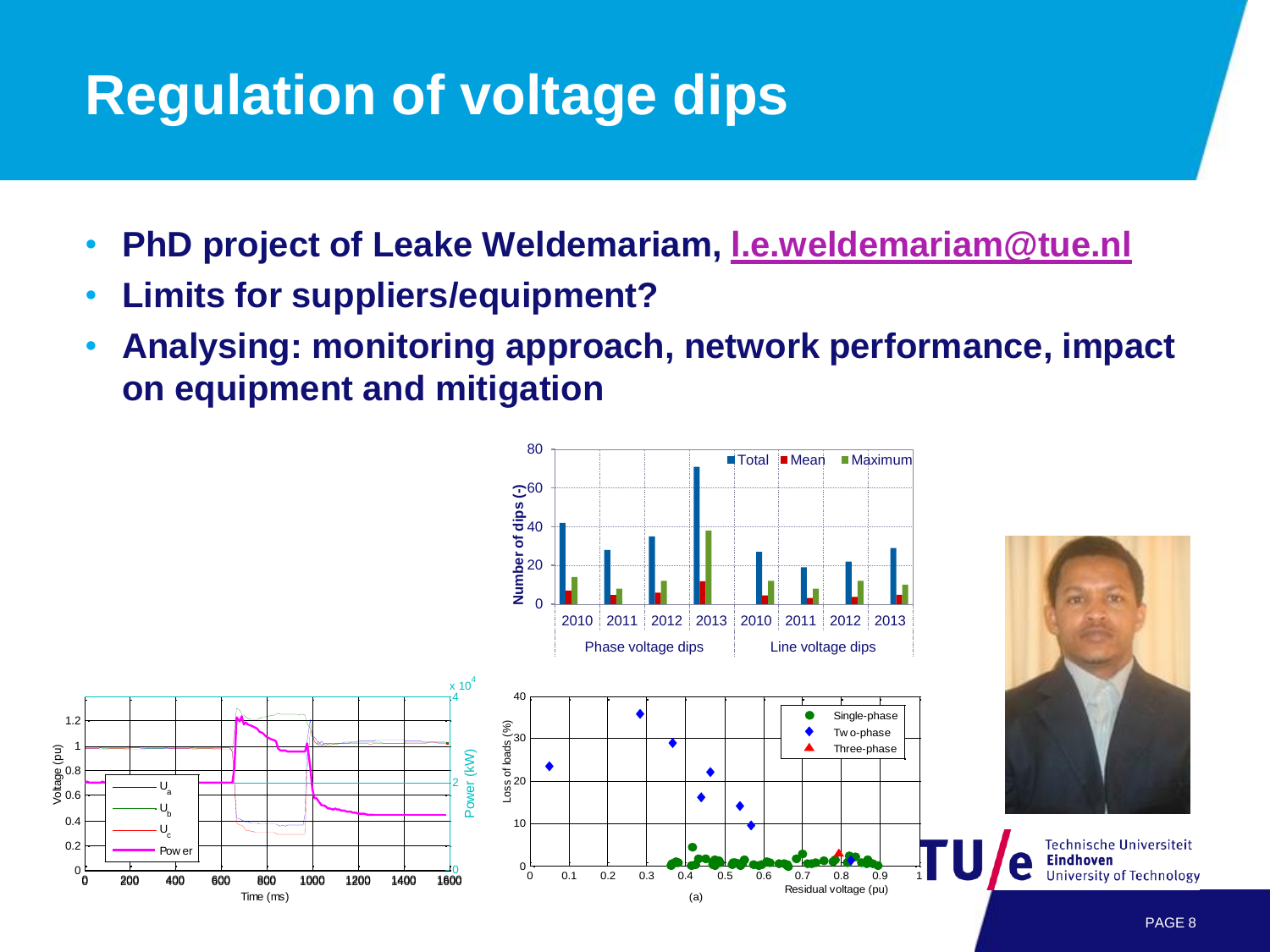# Regulation of voltage dips

- **PhD project of Leake Weldemariam, l.e.weldemariam@tue.nl**
- **Limits for suppliers/equipment?**
- **Analysing: monitoring approach, network performance, impact on equipment and mitigation**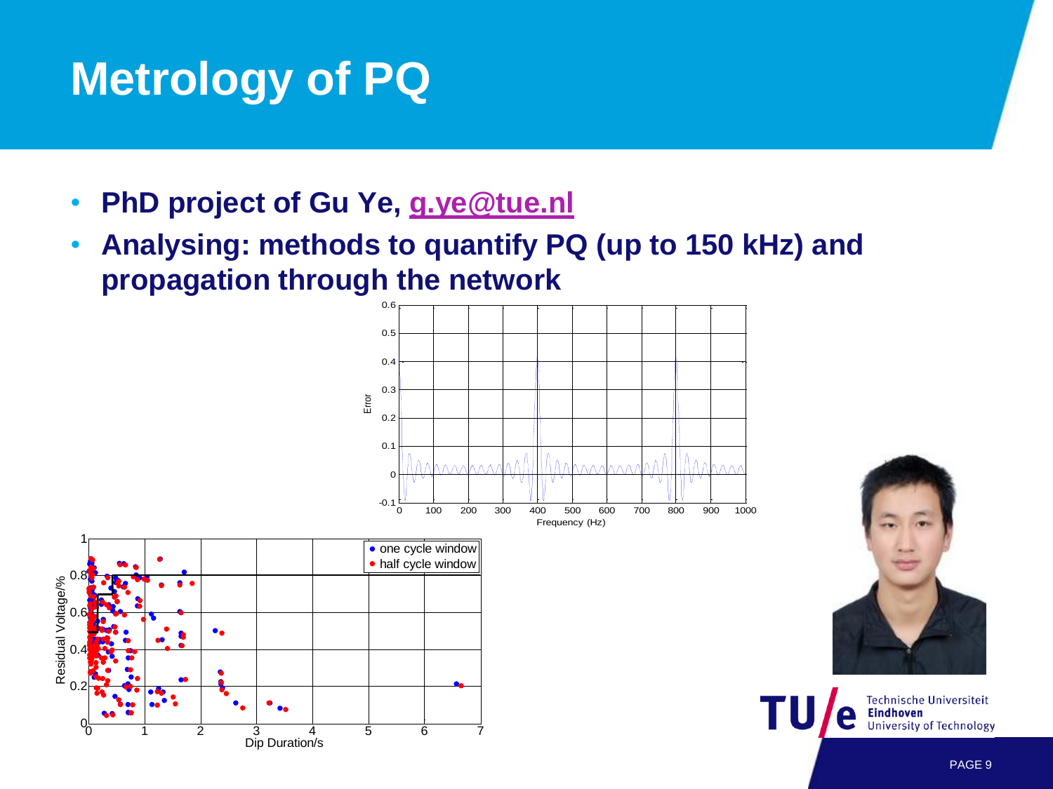# Metrology of PQ

- **PhD project of Gu Ye, g.ye@tue.nl**
- **Analysing: methods to quantify PQ (up to 150 kHz) and propagation through the network**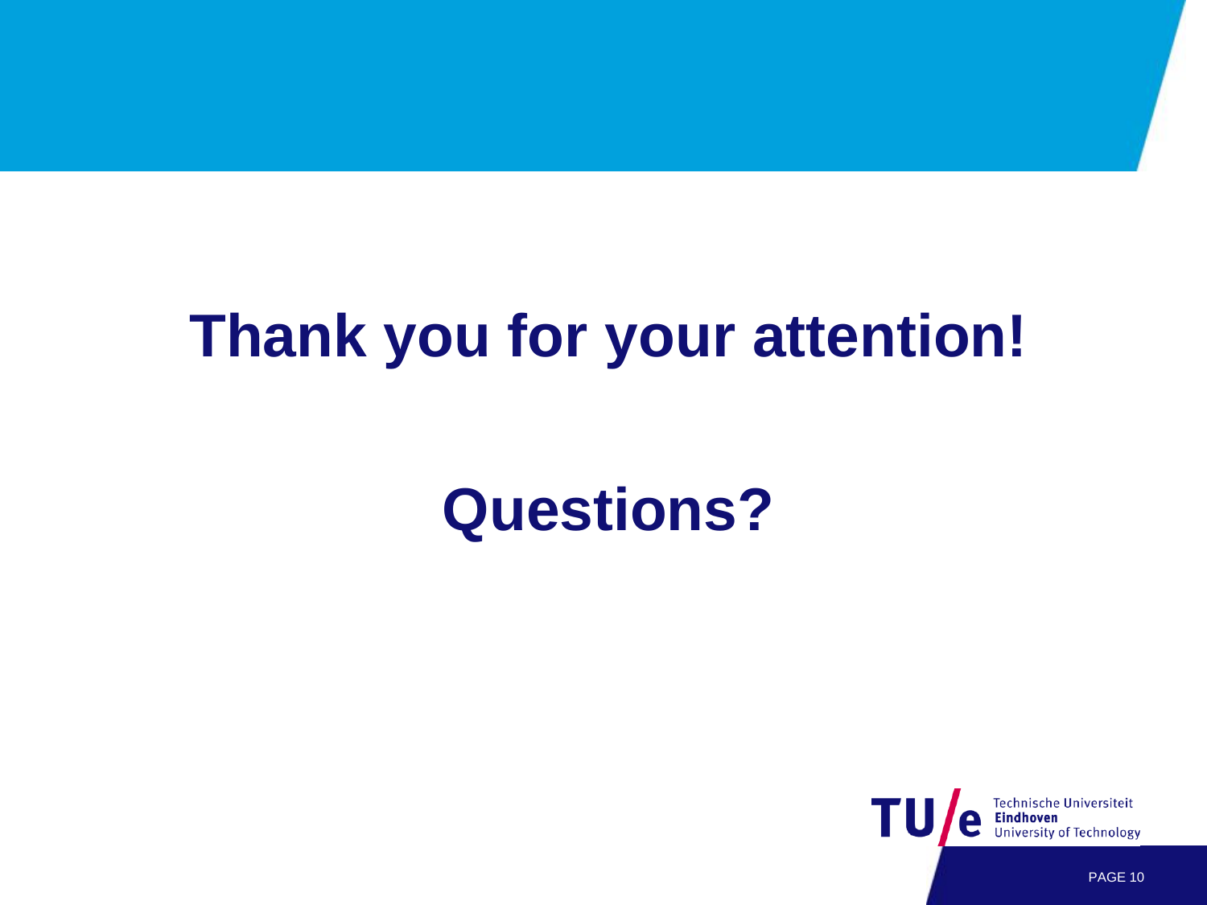# Thank you for your attention!

# Questions?

Technische Universiteit **Eindhoven** University of Technology